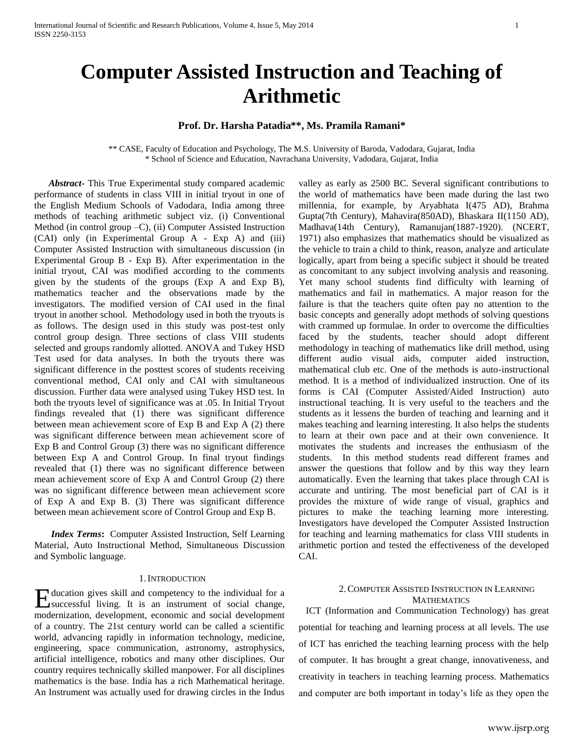# Computer Assisted Instruction and Teaching of Arithmetic

**Prof. Dr. Harsha Patadia\*\*, Ms. Pramila Ramani\***

\*\* CASE, Faculty of Education and Psychology, The M.S. University of Baroda, Vadodara, Gujarat, India
\* School of Science and Education, Navrachana University, Vadodara, Gujarat, India

***Abstract-*** This True Experimental study compared academic performance of students in class VIII in initial tryout in one of the English Medium Schools of Vadodara, India among three methods of teaching arithmetic subject viz. (i) Conventional Method (in control group –C), (ii) Computer Assisted Instruction (CAI) only (in Experimental Group A - Exp A) and (iii) Computer Assisted Instruction with simultaneous discussion (in Experimental Group B - Exp B). After experimentation in the initial tryout, CAI was modified according to the comments given by the students of the groups (Exp A and Exp B), mathematics teacher and the observations made by the investigators. The modified version of CAI used in the final tryout in another school. Methodology used in both the tryouts is as follows. The design used in this study was post-test only control group design. Three sections of class VIII students selected and groups randomly allotted. ANOVA and Tukey HSD Test used for data analyses. In both the tryouts there was significant difference in the posttest scores of students receiving conventional method, CAI only and CAI with simultaneous discussion. Further data were analysed using Tukey HSD test. In both the tryouts level of significance was at .05. In Initial Tryout findings revealed that (1) there was significant difference between mean achievement score of Exp B and Exp A (2) there was significant difference between mean achievement score of Exp B and Control Group (3) there was no significant difference between Exp A and Control Group. In final tryout findings revealed that (1) there was no significant difference between mean achievement score of Exp A and Control Group (2) there was no significant difference between mean achievement score of Exp A and Exp B. (3) There was significant difference between mean achievement score of Control Group and Exp B.

***Index Terms*:** Computer Assisted Instruction, Self Learning Material, Auto Instructional Method, Simultaneous Discussion and Symbolic language.

## 1. Introduction

Education gives skill and competency to the individual for a successful living. It is an instrument of social change, modernization, development, economic and social development of a country. The 21st century world can be called a scientific world, advancing rapidly in information technology, medicine, engineering, space communication, astronomy, astrophysics, artificial intelligence, robotics and many other disciplines. Our country requires technically skilled manpower. For all disciplines mathematics is the base. India has a rich Mathematical heritage. An Instrument was actually used for drawing circles in the Indus valley as early as 2500 BC. Several significant contributions to the world of mathematics have been made during the last two millennia, for example, by Aryabhata I(475 AD), Brahma Gupta(7th Century), Mahavira(850AD), Bhaskara II(1150 AD), Madhava(14th Century), Ramanujan(1887-1920). (NCERT, 1971) also emphasizes that mathematics should be visualized as the vehicle to train a child to think, reason, analyze and articulate logically, apart from being a specific subject it should be treated as concomitant to any subject involving analysis and reasoning. Yet many school students find difficulty with learning of mathematics and fail in mathematics. A major reason for the failure is that the teachers quite often pay no attention to the basic concepts and generally adopt methods of solving questions with crammed up formulae. In order to overcome the difficulties faced by the students, teacher should adopt different methodology in teaching of mathematics like drill method, using different audio visual aids, computer aided instruction, mathematical club etc. One of the methods is auto-instructional method. It is a method of individualized instruction. One of its forms is CAI (Computer Assisted/Aided Instruction) auto instructional teaching. It is very useful to the teachers and the students as it lessens the burden of teaching and learning and it makes teaching and learning interesting. It also helps the students to learn at their own pace and at their own convenience. It motivates the students and increases the enthusiasm of the students. In this method students read different frames and answer the questions that follow and by this way they learn automatically. Even the learning that takes place through CAI is accurate and untiring. The most beneficial part of CAI is it provides the mixture of wide range of visual, graphics and pictures to make the teaching learning more interesting. Investigators have developed the Computer Assisted Instruction for teaching and learning mathematics for class VIII students in arithmetic portion and tested the effectiveness of the developed CAI.

## 2. Computer Assisted Instruction in Learning Mathematics

ICT (Information and Communication Technology) has great potential for teaching and learning process at all levels. The use of ICT has enriched the teaching learning process with the help of computer. It has brought a great change, innovativeness, and creativity in teachers in teaching learning process. Mathematics and computer are both important in today's life as they open the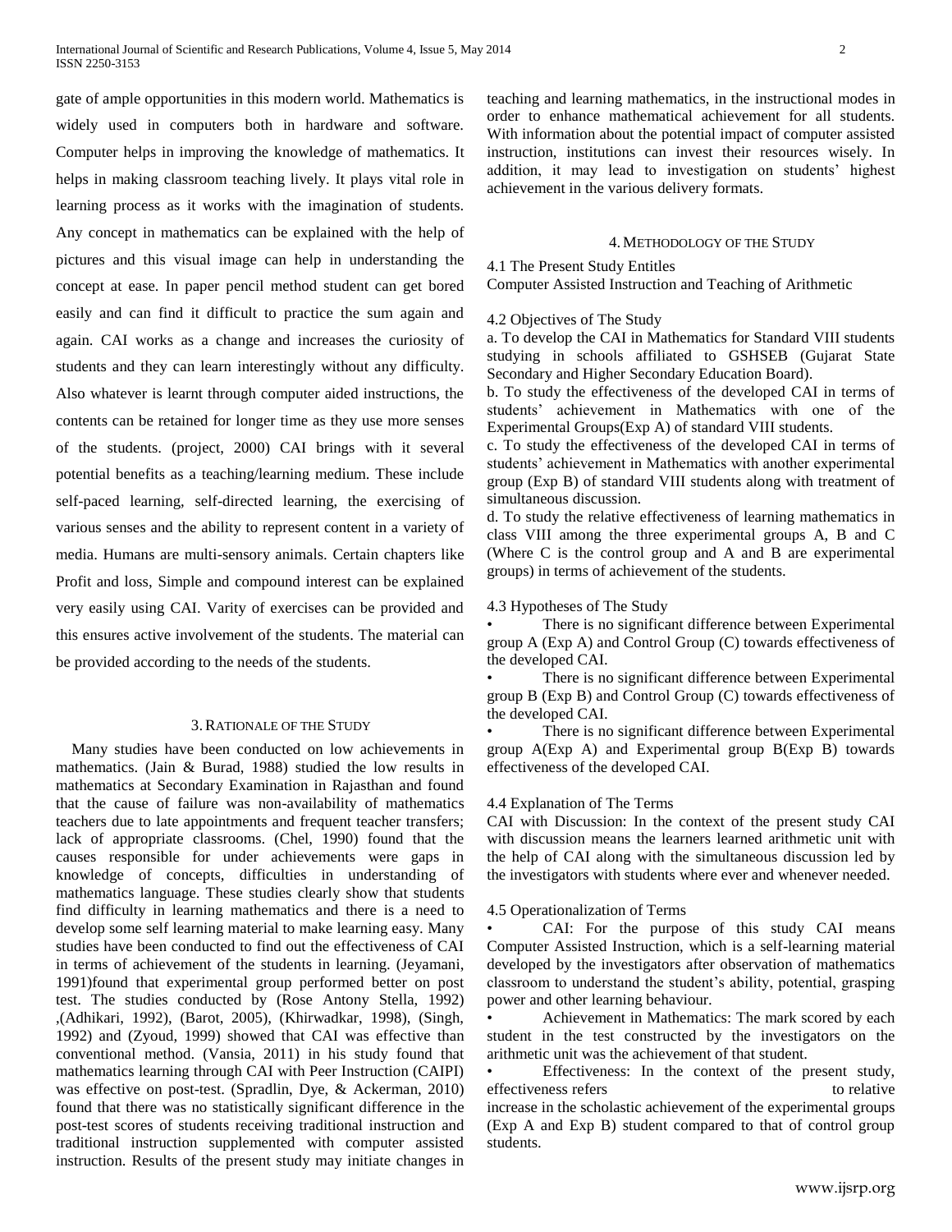gate of ample opportunities in this modern world. Mathematics is widely used in computers both in hardware and software. Computer helps in improving the knowledge of mathematics. It helps in making classroom teaching lively. It plays vital role in learning process as it works with the imagination of students. Any concept in mathematics can be explained with the help of pictures and this visual image can help in understanding the concept at ease. In paper pencil method student can get bored easily and can find it difficult to practice the sum again and again. CAI works as a change and increases the curiosity of students and they can learn interestingly without any difficulty. Also whatever is learnt through computer aided instructions, the contents can be retained for longer time as they use more senses of the students. (project, 2000) CAI brings with it several potential benefits as a teaching/learning medium. These include self-paced learning, self-directed learning, the exercising of various senses and the ability to represent content in a variety of media. Humans are multi-sensory animals. Certain chapters like Profit and loss, Simple and compound interest can be explained very easily using CAI. Varity of exercises can be provided and this ensures active involvement of the students. The material can be provided according to the needs of the students.

## 3. Rationale of the Study

Many studies have been conducted on low achievements in mathematics. (Jain & Burad, 1988) studied the low results in mathematics at Secondary Examination in Rajasthan and found that the cause of failure was non-availability of mathematics teachers due to late appointments and frequent teacher transfers; lack of appropriate classrooms. (Chel, 1990) found that the causes responsible for under achievements were gaps in knowledge of concepts, difficulties in understanding of mathematics language. These studies clearly show that students find difficulty in learning mathematics and there is a need to develop some self learning material to make learning easy. Many studies have been conducted to find out the effectiveness of CAI in terms of achievement of the students in learning. (Jeyamani, 1991)found that experimental group performed better on post test. The studies conducted by (Rose Antony Stella, 1992) ,(Adhikari, 1992), (Barot, 2005), (Khirwadkar, 1998), (Singh, 1992) and (Zyoud, 1999) showed that CAI was effective than conventional method. (Vansia, 2011) in his study found that mathematics learning through CAI with Peer Instruction (CAIPI) was effective on post-test. (Spradlin, Dye, & Ackerman, 2010) found that there was no statistically significant difference in the post-test scores of students receiving traditional instruction and traditional instruction supplemented with computer assisted instruction. Results of the present study may initiate changes in teaching and learning mathematics, in the instructional modes in order to enhance mathematical achievement for all students. With information about the potential impact of computer assisted instruction, institutions can invest their resources wisely. In addition, it may lead to investigation on students' highest achievement in the various delivery formats.

## 4. Methodology of the Study

### 4.1 The Present Study Entitles

Computer Assisted Instruction and Teaching of Arithmetic

### 4.2 Objectives of The Study

a. To develop the CAI in Mathematics for Standard VIII students studying in schools affiliated to GSHSEB (Gujarat State Secondary and Higher Secondary Education Board).

b. To study the effectiveness of the developed CAI in terms of students' achievement in Mathematics with one of the Experimental Groups(Exp A) of standard VIII students.

c. To study the effectiveness of the developed CAI in terms of students' achievement in Mathematics with another experimental group (Exp B) of standard VIII students along with treatment of simultaneous discussion.

d. To study the relative effectiveness of learning mathematics in class VIII among the three experimental groups A, B and C (Where C is the control group and A and B are experimental groups) in terms of achievement of the students.

### 4.3 Hypotheses of The Study

- There is no significant difference between Experimental group A (Exp A) and Control Group (C) towards effectiveness of the developed CAI.
- There is no significant difference between Experimental group B (Exp B) and Control Group (C) towards effectiveness of the developed CAI.
- There is no significant difference between Experimental group A(Exp A) and Experimental group B(Exp B) towards effectiveness of the developed CAI.

### 4.4 Explanation of The Terms

CAI with Discussion: In the context of the present study CAI with discussion means the learners learned arithmetic unit with the help of CAI along with the simultaneous discussion led by the investigators with students where ever and whenever needed.

### 4.5 Operationalization of Terms

- CAI: For the purpose of this study CAI means Computer Assisted Instruction, which is a self-learning material developed by the investigators after observation of mathematics classroom to understand the student's ability, potential, grasping power and other learning behaviour.
- Achievement in Mathematics: The mark scored by each student in the test constructed by the investigators on the arithmetic unit was the achievement of that student.
- Effectiveness: In the context of the present study, effectiveness refers to relative increase in the scholastic achievement of the experimental groups (Exp A and Exp B) student compared to that of control group students.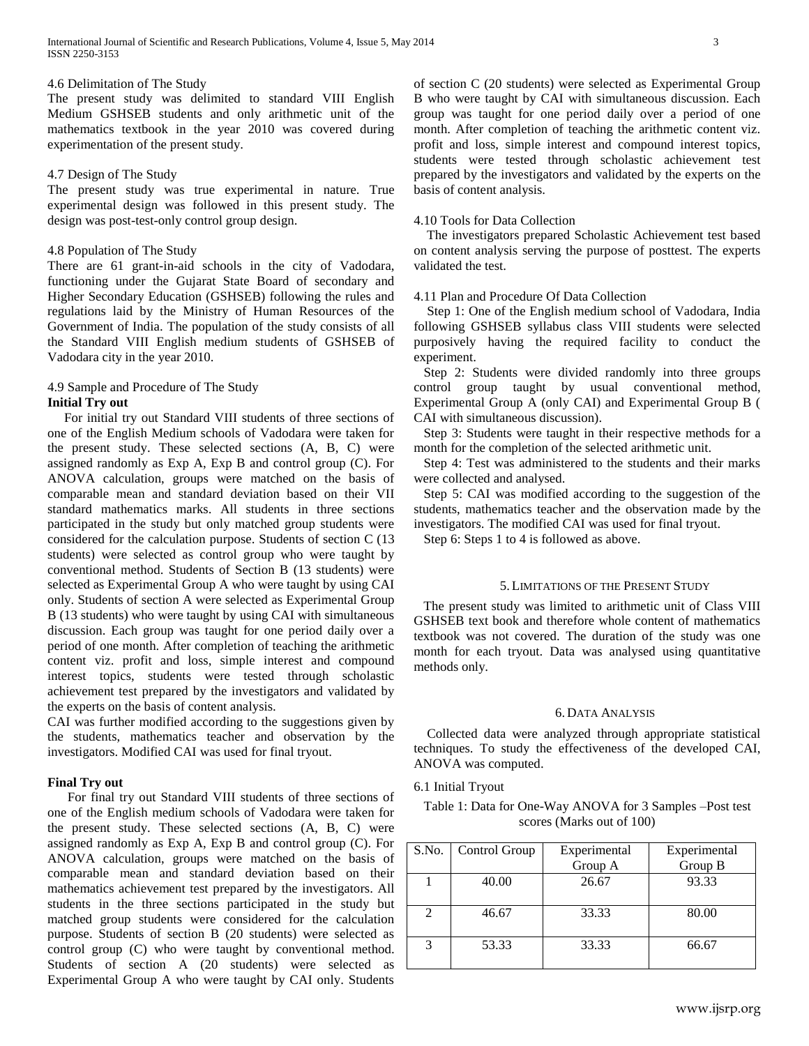### 4.6 Delimitation of The Study

The present study was delimited to standard VIII English Medium GSHSEB students and only arithmetic unit of the mathematics textbook in the year 2010 was covered during experimentation of the present study.

### 4.7 Design of The Study

The present study was true experimental in nature. True experimental design was followed in this present study. The design was post-test-only control group design.

### 4.8 Population of The Study

There are 61 grant-in-aid schools in the city of Vadodara, functioning under the Gujarat State Board of secondary and Higher Secondary Education (GSHSEB) following the rules and regulations laid by the Ministry of Human Resources of the Government of India. The population of the study consists of all the Standard VIII English medium students of GSHSEB of Vadodara city in the year 2010.

### 4.9 Sample and Procedure of The Study

**Initial Try out**

For initial try out Standard VIII students of three sections of one of the English Medium schools of Vadodara were taken for the present study. These selected sections (A, B, C) were assigned randomly as Exp A, Exp B and control group (C). For ANOVA calculation, groups were matched on the basis of comparable mean and standard deviation based on their VII standard mathematics marks. All students in three sections participated in the study but only matched group students were considered for the calculation purpose. Students of section C (13 students) were selected as control group who were taught by conventional method. Students of Section B (13 students) were selected as Experimental Group A who were taught by using CAI only. Students of section A were selected as Experimental Group B (13 students) who were taught by using CAI with simultaneous discussion. Each group was taught for one period daily over a period of one month. After completion of teaching the arithmetic content viz. profit and loss, simple interest and compound interest topics, students were tested through scholastic achievement test prepared by the investigators and validated by the experts on the basis of content analysis.

CAI was further modified according to the suggestions given by the students, mathematics teacher and observation by the investigators. Modified CAI was used for final tryout.

**Final Try out**

For final try out Standard VIII students of three sections of one of the English medium schools of Vadodara were taken for the present study. These selected sections (A, B, C) were assigned randomly as Exp A, Exp B and control group (C). For ANOVA calculation, groups were matched on the basis of comparable mean and standard deviation based on their mathematics achievement test prepared by the investigators. All students in the three sections participated in the study but matched group students were considered for the calculation purpose. Students of section B (20 students) were selected as control group (C) who were taught by conventional method. Students of section A (20 students) were selected as Experimental Group A who were taught by CAI only. Students of section C (20 students) were selected as Experimental Group B who were taught by CAI with simultaneous discussion. Each group was taught for one period daily over a period of one month. After completion of teaching the arithmetic content viz. profit and loss, simple interest and compound interest topics, students were tested through scholastic achievement test prepared by the investigators and validated by the experts on the basis of content analysis.

### 4.10 Tools for Data Collection

The investigators prepared Scholastic Achievement test based on content analysis serving the purpose of posttest. The experts validated the test.

### 4.11 Plan and Procedure Of Data Collection

Step 1: One of the English medium school of Vadodara, India following GSHSEB syllabus class VIII students were selected purposively having the required facility to conduct the experiment.

Step 2: Students were divided randomly into three groups control group taught by usual conventional method, Experimental Group A (only CAI) and Experimental Group B ( CAI with simultaneous discussion).

Step 3: Students were taught in their respective methods for a month for the completion of the selected arithmetic unit.

Step 4: Test was administered to the students and their marks were collected and analysed.

Step 5: CAI was modified according to the suggestion of the students, mathematics teacher and the observation made by the investigators. The modified CAI was used for final tryout.

Step 6: Steps 1 to 4 is followed as above.

## 5. Limitations of the Present Study

The present study was limited to arithmetic unit of Class VIII GSHSEB text book and therefore whole content of mathematics textbook was not covered. The duration of the study was one month for each tryout. Data was analysed using quantitative methods only.

## 6. Data Analysis

Collected data were analyzed through appropriate statistical techniques. To study the effectiveness of the developed CAI, ANOVA was computed.

### 6.1 Initial Tryout

Table 1: Data for One-Way ANOVA for 3 Samples –Post test scores (Marks out of 100)

| S.No. | Control Group | Experimental Group A | Experimental Group B |
|---|---|---|---|
| 1 | 40.00 | 26.67 | 93.33 |
| 2 | 46.67 | 33.33 | 80.00 |
| 3 | 53.33 | 33.33 | 66.67 |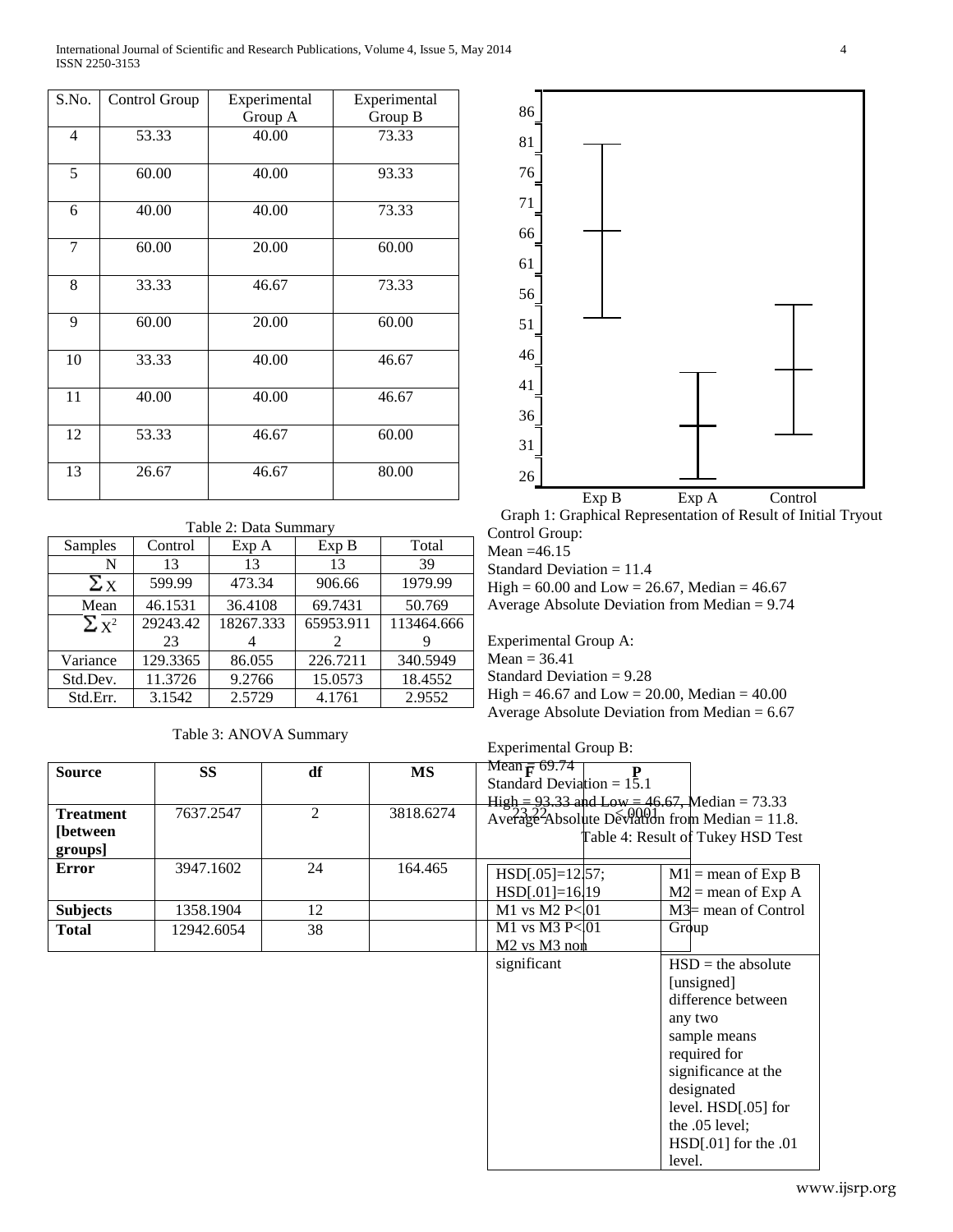| S.No. | Control Group | Experimental Group A | Experimental Group B |
|---|---|---|---|
| 4 | 53.33 | 40.00 | 73.33 |
| 5 | 60.00 | 40.00 | 93.33 |
| 6 | 40.00 | 40.00 | 73.33 |
| 7 | 60.00 | 20.00 | 60.00 |
| 8 | 33.33 | 46.67 | 73.33 |
| 9 | 60.00 | 20.00 | 60.00 |
| 10 | 33.33 | 40.00 | 46.67 |
| 11 | 40.00 | 40.00 | 46.67 |
| 12 | 53.33 | 46.67 | 60.00 |
| 13 | 26.67 | 46.67 | 80.00 |

Table 2: Data Summary

| Samples | Control | Exp A | Exp B | Total |
|---|---|---|---|---|
| N | 13 | 13 | 13 | 39 |
| $\sum X$ | 599.99 | 473.34 | 906.66 | 1979.99 |
| Mean | 46.1531 | 36.4108 | 69.7431 | 50.769 |
| $\sum X^2$ | 29243.4223 | 18267.3334 | 65953.9112 | 113464.6669 |
| Variance | 129.3365 | 86.055 | 226.7211 | 340.5949 |
| Std.Dev. | 11.3726 | 9.2766 | 15.0573 | 18.4552 |
| Std.Err. | 3.1542 | 2.5729 | 4.1761 | 2.9552 |

Table 3: ANOVA Summary

| Source | SS | df | MS | F | P |
|---|---|---|---|---|---|
| Treatment [between groups] | 7637.2547 | 2 | 3818.6274 | 23.22 | <.0001 |
| Error | 3947.1602 | 24 | 164.465 | | |
| Subjects | 1358.1904 | 12 | | | |
| Total | 12942.6054 | 38 | | | |

Graph 1: Graphical Representation of Result of Initial Tryout

Control Group:
Mean =46.15
Standard Deviation = 11.4
High = 60.00 and Low = 26.67, Median = 46.67
Average Absolute Deviation from Median = 9.74

Experimental Group A:
Mean = 36.41
Standard Deviation = 9.28
High = 46.67 and Low = 20.00, Median = 40.00
Average Absolute Deviation from Median = 6.67

Experimental Group B:
Mean = 69.74
Standard Deviation = 15.1
High = 93.33 and Low = 46.67, Median = 73.33
Average Absolute Deviation from Median = 11.8.

Table 4: Result of Tukey HSD Test

| | |
|---|---|
| HSD[.05]=12.57; HSD[.01]=16.19 M1 vs M2 P<.01 M1 vs M3 P<.01 M2 vs M3 non significant | M1 = mean of Exp B M2 = mean of Exp A M3= mean of Control Group |
| | HSD = the absolute [unsigned] difference between any two sample means required for significance at the designated level. HSD[.05] for the .05 level; HSD[.01] for the .01 level. |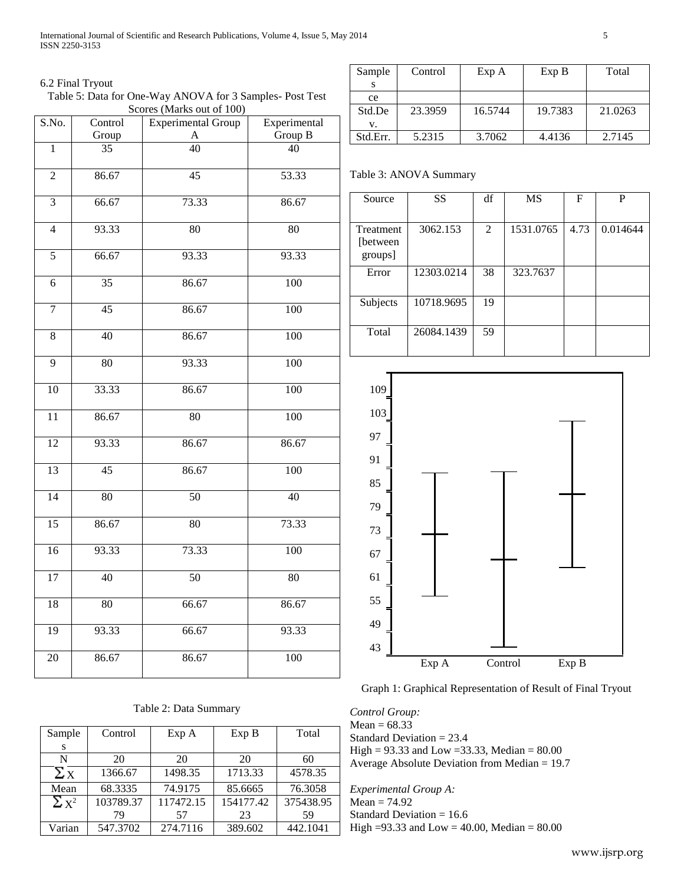### 6.2 Final Tryout

Table 5: Data for One-Way ANOVA for 3 Samples- Post Test Scores (Marks out of 100)

| S.No. | Control Group | Experimental Group A | Experimental Group B |
|---|---|---|---|
| 1 | 35 | 40 | 40 |
| 2 | 86.67 | 45 | 53.33 |
| 3 | 66.67 | 73.33 | 86.67 |
| 4 | 93.33 | 80 | 80 |
| 5 | 66.67 | 93.33 | 93.33 |
| 6 | 35 | 86.67 | 100 |
| 7 | 45 | 86.67 | 100 |
| 8 | 40 | 86.67 | 100 |
| 9 | 80 | 93.33 | 100 |
| 10 | 33.33 | 86.67 | 100 |
| 11 | 86.67 | 80 | 100 |
| 12 | 93.33 | 86.67 | 86.67 |
| 13 | 45 | 86.67 | 100 |
| 14 | 80 | 50 | 40 |
| 15 | 86.67 | 80 | 73.33 |
| 16 | 93.33 | 73.33 | 100 |
| 17 | 40 | 50 | 80 |
| 18 | 80 | 66.67 | 86.67 |
| 19 | 93.33 | 66.67 | 93.33 |
| 20 | 86.67 | 86.67 | 100 |

Table 2: Data Summary

| Samples | Control | Exp A | Exp B | Total |
|---|---|---|---|---|
| N | 20 | 20 | 20 | 60 |
| $\sum X$ | 1366.67 | 1498.35 | 1713.33 | 4578.35 |
| Mean | 68.3335 | 74.9175 | 85.6665 | 76.3058 |
| $\sum X^2$ | 103789.3779 | 117472.1557 | 154177.4223 | 375438.9559 |
| Varian ce | 547.3702 | 274.7116 | 389.602 | 442.1041 |
| Std.Dev. | 23.3959 | 16.5744 | 19.7383 | 21.0263 |
| Std.Err. | 5.2315 | 3.7062 | 4.4136 | 2.7145 |

Table 3: ANOVA Summary

| Source | SS | df | MS | F | P |
|---|---|---|---|---|---|
| Treatment [between groups] | 3062.153 | 2 | 1531.0765 | 4.73 | 0.014644 |
| Error | 12303.0214 | 38 | 323.7637 | | |
| Subjects | 10718.9695 | 19 | | | |
| Total | 26084.1439 | 59 | | | |

Graph 1: Graphical Representation of Result of Final Tryout

*Control Group:*
Mean = 68.33
Standard Deviation = 23.4
High = 93.33 and Low =33.33, Median = 80.00
Average Absolute Deviation from Median = 19.7

*Experimental Group A:*
Mean = 74.92
Standard Deviation = 16.6
High =93.33 and Low = 40.00, Median = 80.00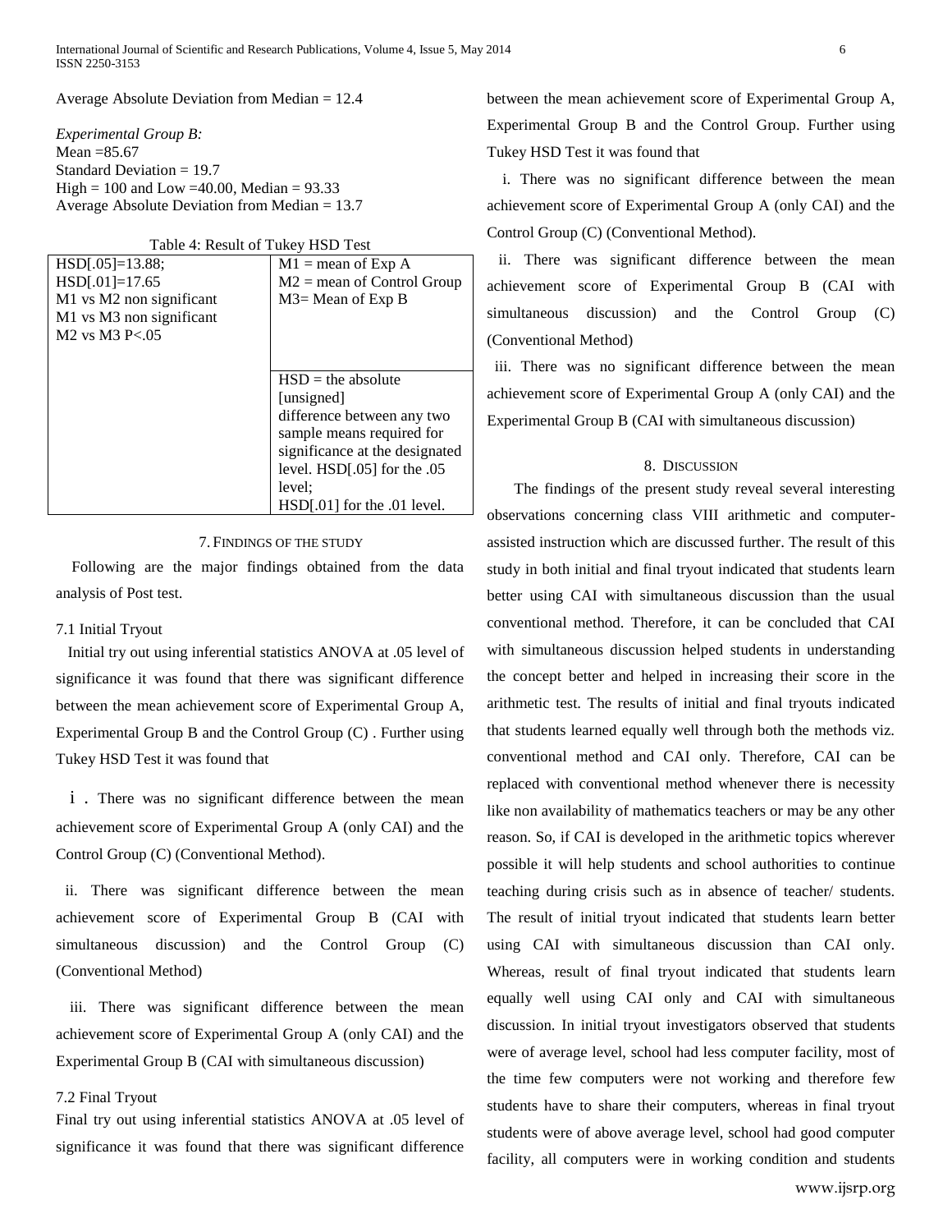Average Absolute Deviation from Median = 12.4

*Experimental Group B:*
Mean =85.67
Standard Deviation = 19.7
High = 100 and Low =40.00, Median = 93.33
Average Absolute Deviation from Median = 13.7

Table 4: Result of Tukey HSD Test

| | |
|---|---|
| HSD[.05]=13.88;<br>HSD[.01]=17.65<br>M1 vs M2 non significant<br>M1 vs M3 non significant<br>M2 vs M3 P<.05 | M1 = mean of Exp A<br>M2 = mean of Control Group<br>M3= Mean of Exp B |
| | HSD = the absolute [unsigned] difference between any two sample means required for significance at the designated level. HSD[.05] for the .05 level;<br>HSD[.01] for the .01 level. |

## 7. Findings of the Study

Following are the major findings obtained from the data analysis of Post test.

### 7.1 Initial Tryout

Initial try out using inferential statistics ANOVA at .05 level of significance it was found that there was significant difference between the mean achievement score of Experimental Group A, Experimental Group B and the Control Group (C) . Further using Tukey HSD Test it was found that

i. There was no significant difference between the mean achievement score of Experimental Group A (only CAI) and the Control Group (C) (Conventional Method).

ii. There was significant difference between the mean achievement score of Experimental Group B (CAI with simultaneous discussion) and the Control Group (C) (Conventional Method)

iii. There was significant difference between the mean achievement score of Experimental Group A (only CAI) and the Experimental Group B (CAI with simultaneous discussion)

### 7.2 Final Tryout

Final try out using inferential statistics ANOVA at .05 level of significance it was found that there was significant difference between the mean achievement score of Experimental Group A, Experimental Group B and the Control Group. Further using Tukey HSD Test it was found that

i. There was no significant difference between the mean achievement score of Experimental Group A (only CAI) and the Control Group (C) (Conventional Method).

ii. There was significant difference between the mean achievement score of Experimental Group B (CAI with simultaneous discussion) and the Control Group (C) (Conventional Method)

iii. There was no significant difference between the mean achievement score of Experimental Group A (only CAI) and the Experimental Group B (CAI with simultaneous discussion)

## 8. Discussion

The findings of the present study reveal several interesting observations concerning class VIII arithmetic and computer-assisted instruction which are discussed further. The result of this study in both initial and final tryout indicated that students learn better using CAI with simultaneous discussion than the usual conventional method. Therefore, it can be concluded that CAI with simultaneous discussion helped students in understanding the concept better and helped in increasing their score in the arithmetic test. The results of initial and final tryouts indicated that students learned equally well through both the methods viz. conventional method and CAI only. Therefore, CAI can be replaced with conventional method whenever there is necessity like non availability of mathematics teachers or may be any other reason. So, if CAI is developed in the arithmetic topics wherever possible it will help students and school authorities to continue teaching during crisis such as in absence of teacher/ students. The result of initial tryout indicated that students learn better using CAI with simultaneous discussion than CAI only. Whereas, result of final tryout indicated that students learn equally well using CAI only and CAI with simultaneous discussion. In initial tryout investigators observed that students were of average level, school had less computer facility, most of the time few computers were not working and therefore few students have to share their computers, whereas in final tryout students were of above average level, school had good computer facility, all computers were in working condition and students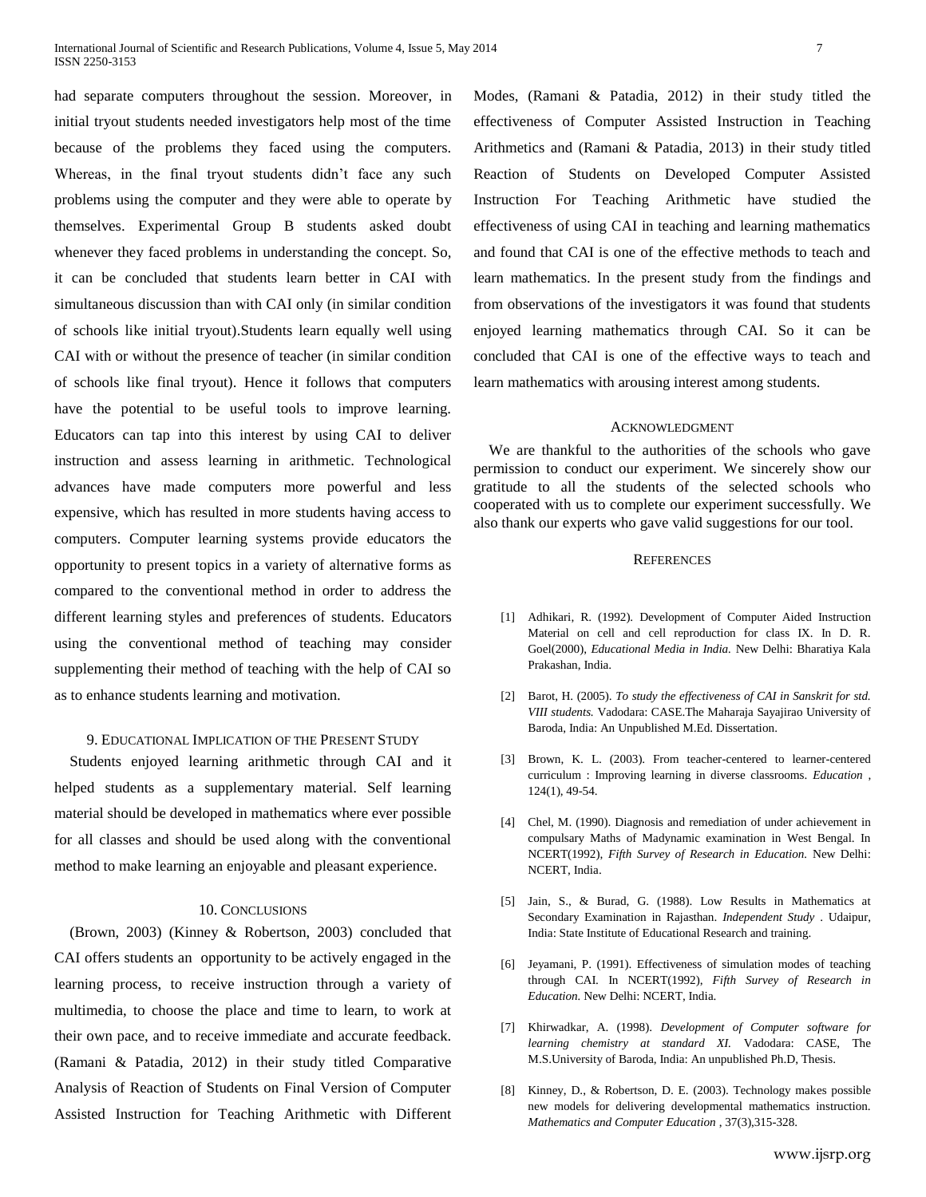had separate computers throughout the session. Moreover, in initial tryout students needed investigators help most of the time because of the problems they faced using the computers. Whereas, in the final tryout students didn't face any such problems using the computer and they were able to operate by themselves. Experimental Group B students asked doubt whenever they faced problems in understanding the concept. So, it can be concluded that students learn better in CAI with simultaneous discussion than with CAI only (in similar condition of schools like initial tryout).Students learn equally well using CAI with or without the presence of teacher (in similar condition of schools like final tryout). Hence it follows that computers have the potential to be useful tools to improve learning. Educators can tap into this interest by using CAI to deliver instruction and assess learning in arithmetic. Technological advances have made computers more powerful and less expensive, which has resulted in more students having access to computers. Computer learning systems provide educators the opportunity to present topics in a variety of alternative forms as compared to the conventional method in order to address the different learning styles and preferences of students. Educators using the conventional method of teaching may consider supplementing their method of teaching with the help of CAI so as to enhance students learning and motivation.

## 9. Educational Implication of the Present Study

Students enjoyed learning arithmetic through CAI and it helped students as a supplementary material. Self learning material should be developed in mathematics where ever possible for all classes and should be used along with the conventional method to make learning an enjoyable and pleasant experience.

## 10. Conclusions

(Brown, 2003) (Kinney & Robertson, 2003) concluded that CAI offers students an opportunity to be actively engaged in the learning process, to receive instruction through a variety of multimedia, to choose the place and time to learn, to work at their own pace, and to receive immediate and accurate feedback. (Ramani & Patadia, 2012) in their study titled Comparative Analysis of Reaction of Students on Final Version of Computer Assisted Instruction for Teaching Arithmetic with Different Modes, (Ramani & Patadia, 2012) in their study titled the effectiveness of Computer Assisted Instruction in Teaching Arithmetics and (Ramani & Patadia, 2013) in their study titled Reaction of Students on Developed Computer Assisted Instruction For Teaching Arithmetic have studied the effectiveness of using CAI in teaching and learning mathematics and found that CAI is one of the effective methods to teach and learn mathematics. In the present study from the findings and from observations of the investigators it was found that students enjoyed learning mathematics through CAI. So it can be concluded that CAI is one of the effective ways to teach and learn mathematics with arousing interest among students.

## Acknowledgment

We are thankful to the authorities of the schools who gave permission to conduct our experiment. We sincerely show our gratitude to all the students of the selected schools who cooperated with us to complete our experiment successfully. We also thank our experts who gave valid suggestions for our tool.

## References

[1] Adhikari, R. (1992). Development of Computer Aided Instruction Material on cell and cell reproduction for class IX. In D. R. Goel(2000), *Educational Media in India.* New Delhi: Bharatiya Kala Prakashan, India.

[2] Barot, H. (2005). *To study the effectiveness of CAI in Sanskrit for std. VIII students.* Vadodara: CASE.The Maharaja Sayajirao University of Baroda, India: An Unpublished M.Ed. Dissertation.

[3] Brown, K. L. (2003). From teacher-centered to learner-centered curriculum : Improving learning in diverse classrooms. *Education* , 124(1), 49-54.

[4] Chel, M. (1990). Diagnosis and remediation of under achievement in compulsary Maths of Madynamic examination in West Bengal. In NCERT(1992), *Fifth Survey of Research in Education.* New Delhi: NCERT, India.

[5] Jain, S., & Burad, G. (1988). Low Results in Mathematics at Secondary Examination in Rajasthan. *Independent Study* . Udaipur, India: State Institute of Educational Research and training.

[6] Jeyamani, P. (1991). Effectiveness of simulation modes of teaching through CAI. In NCERT(1992), *Fifth Survey of Research in Education.* New Delhi: NCERT, India.

[7] Khirwadkar, A. (1998). *Development of Computer software for learning chemistry at standard XI.* Vadodara: CASE, The M.S.University of Baroda, India: An unpublished Ph.D, Thesis.

[8] Kinney, D., & Robertson, D. E. (2003). Technology makes possible new models for delivering developmental mathematics instruction. *Mathematics and Computer Education* , 37(3),315-328.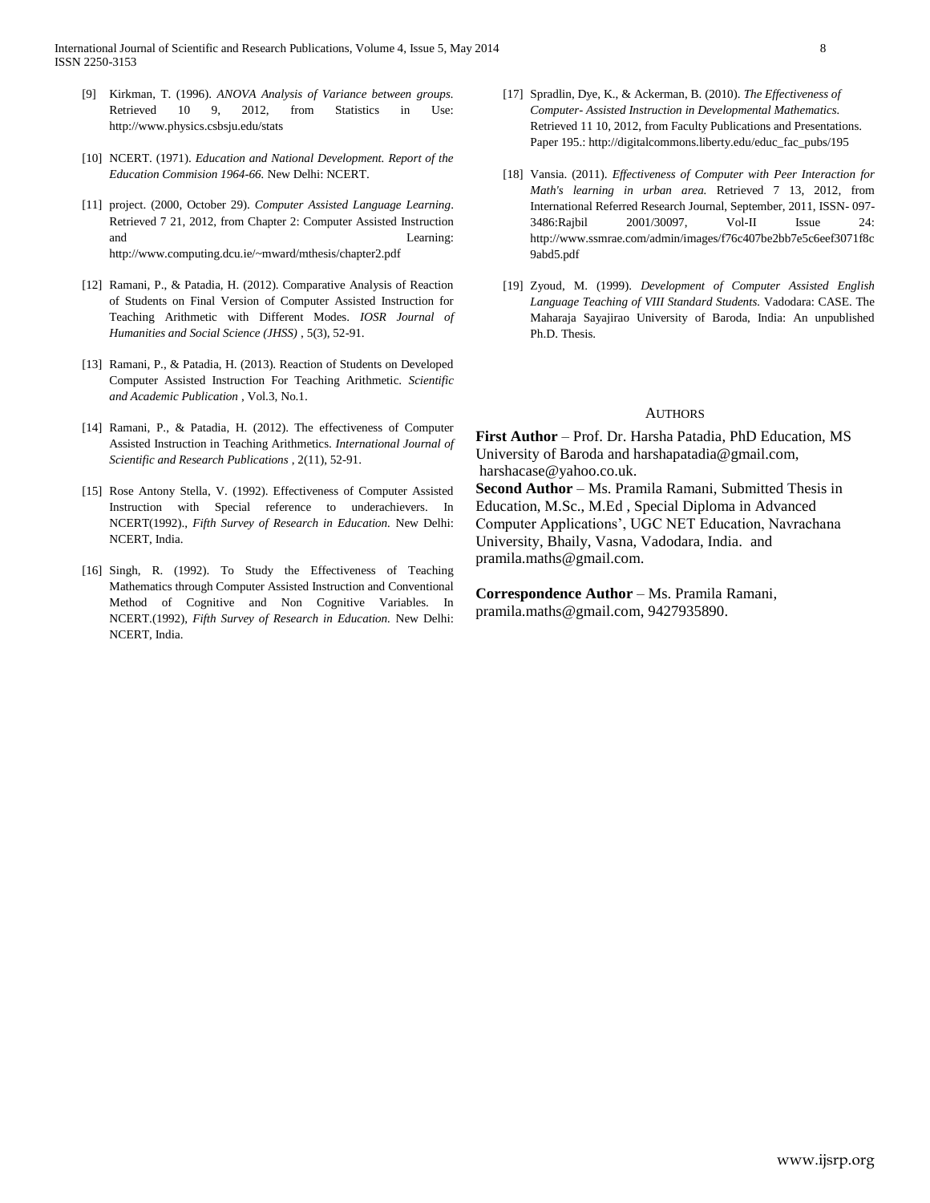[9] Kirkman, T. (1996). *ANOVA Analysis of Variance between groups.* Retrieved 10 9, 2012, from Statistics in Use: http://www.physics.csbsju.edu/stats

[10] NCERT. (1971). *Education and National Development. Report of the Education Commision 1964-66.* New Delhi: NCERT.

[11] project. (2000, October 29). *Computer Assisted Language Learning*. Retrieved 7 21, 2012, from Chapter 2: Computer Assisted Instruction and Learning: http://www.computing.dcu.ie/~mward/mthesis/chapter2.pdf

[12] Ramani, P., & Patadia, H. (2012). Comparative Analysis of Reaction of Students on Final Version of Computer Assisted Instruction for Teaching Arithmetic with Different Modes. *IOSR Journal of Humanities and Social Science (JHSS)* , 5(3), 52-91.

[13] Ramani, P., & Patadia, H. (2013). Reaction of Students on Developed Computer Assisted Instruction For Teaching Arithmetic. *Scientific and Academic Publication* , Vol.3, No.1.

[14] Ramani, P., & Patadia, H. (2012). The effectiveness of Computer Assisted Instruction in Teaching Arithmetics. *International Journal of Scientific and Research Publications* , 2(11), 52-91.

[15] Rose Antony Stella, V. (1992). Effectiveness of Computer Assisted Instruction with Special reference to underachievers. In NCERT(1992)., *Fifth Survey of Research in Education.* New Delhi: NCERT, India.

[16] Singh, R. (1992). To Study the Effectiveness of Teaching Mathematics through Computer Assisted Instruction and Conventional Method of Cognitive and Non Cognitive Variables. In NCERT.(1992), *Fifth Survey of Research in Education.* New Delhi: NCERT, India.

[17] Spradlin, Dye, K., & Ackerman, B. (2010). *The Effectiveness of Computer- Assisted Instruction in Developmental Mathematics.* Retrieved 11 10, 2012, from Faculty Publications and Presentations. Paper 195.: http://digitalcommons.liberty.edu/educ_fac_pubs/195

[18] Vansia. (2011). *Effectiveness of Computer with Peer Interaction for Math's learning in urban area.* Retrieved 7 13, 2012, from International Referred Research Journal, September, 2011, ISSN- 097-3486:Rajbil 2001/30097, Vol-II Issue 24: http://www.ssmrae.com/admin/images/f76c407be2bb7e5c6eef3071f8c9abd5.pdf

[19] Zyoud, M. (1999). *Development of Computer Assisted English Language Teaching of VIII Standard Students.* Vadodara: CASE. The Maharaja Sayajirao University of Baroda, India: An unpublished Ph.D. Thesis.

## AUTHORS

**First Author** – Prof. Dr. Harsha Patadia, PhD Education, MS University of Baroda and harshapatadia@gmail.com, harshacase@yahoo.co.uk.

**Second Author** – Ms. Pramila Ramani, Submitted Thesis in Education, M.Sc., M.Ed , Special Diploma in Advanced Computer Applications', UGC NET Education, Navrachana University, Bhaily, Vasna, Vadodara, India. and pramila.maths@gmail.com.

**Correspondence Author** – Ms. Pramila Ramani, pramila.maths@gmail.com, 9427935890.